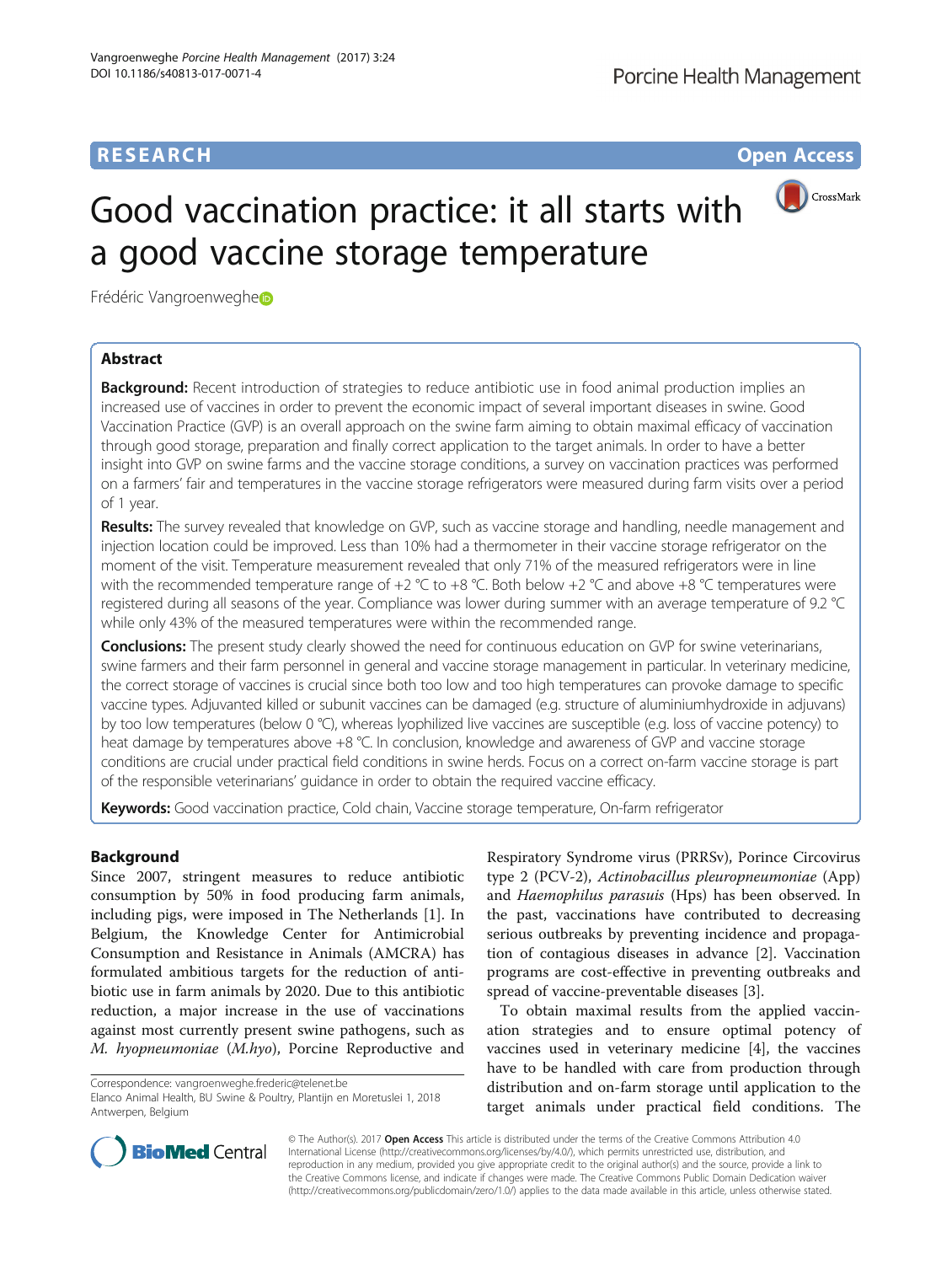RESEARCH

Open Access

# Good vaccination practice: it all starts with a good vaccine storage temperature

Frédéric Vangroenweghe

## Abstract

**Background:** Recent introduction of strategies to reduce antibiotic use in food animal production implies an increased use of vaccines in order to prevent the economic impact of several important diseases in swine. Good Vaccination Practice (GVP) is an overall approach on the swine farm aiming to obtain maximal efficacy of vaccination through good storage, preparation and finally correct application to the target animals. In order to have a better insight into GVP on swine farms and the vaccine storage conditions, a survey on vaccination practices was performed on a farmers' fair and temperatures in the vaccine storage refrigerators were measured during farm visits over a period of 1 year.

**Results:** The survey revealed that knowledge on GVP, such as vaccine storage and handling, needle management and injection location could be improved. Less than 10% had a thermometer in their vaccine storage refrigerator on the moment of the visit. Temperature measurement revealed that only 71% of the measured refrigerators were in line with the recommended temperature range of +2 °C to +8 °C. Both below +2 °C and above +8 °C temperatures were registered during all seasons of the year. Compliance was lower during summer with an average temperature of 9.2 °C while only 43% of the measured temperatures were within the recommended range.

**Conclusions:** The present study clearly showed the need for continuous education on GVP for swine veterinarians, swine farmers and their farm personnel in general and vaccine storage management in particular. In veterinary medicine, the correct storage of vaccines is crucial since both too low and too high temperatures can provoke damage to specific vaccine types. Adjuvanted killed or subunit vaccines can be damaged (e.g. structure of aluminiumhydroxide in adjuvans) by too low temperatures (below 0 °C), whereas lyophilized live vaccines are susceptible (e.g. loss of vaccine potency) to heat damage by temperatures above +8 °C. In conclusion, knowledge and awareness of GVP and vaccine storage conditions are crucial under practical field conditions in swine herds. Focus on a correct on-farm vaccine storage is part of the responsible veterinarians' guidance in order to obtain the required vaccine efficacy.

**Keywords:** Good vaccination practice, Cold chain, Vaccine storage temperature, On-farm refrigerator

## Background

Since 2007, stringent measures to reduce antibiotic consumption by 50% in food producing farm animals, including pigs, were imposed in The Netherlands [1]. In Belgium, the Knowledge Center for Antimicrobial Consumption and Resistance in Animals (AMCRA) has formulated ambitious targets for the reduction of antibiotic use in farm animals by 2020. Due to this antibiotic reduction, a major increase in the use of vaccinations against most currently present swine pathogens, such as *M. hyopneumoniae* (*M.hyo*), Porcine Reproductive and Respiratory Syndrome virus (PRRSv), Porince Circovirus type 2 (PCV-2), *Actinobacillus pleuropneumoniae* (App) and *Haemophilus parasuis* (Hps) has been observed. In the past, vaccinations have contributed to decreasing serious outbreaks by preventing incidence and propagation of contagious diseases in advance [2]. Vaccination programs are cost-effective in preventing outbreaks and spread of vaccine-preventable diseases [3].

To obtain maximal results from the applied vaccination strategies and to ensure optimal potency of vaccines used in veterinary medicine [4], the vaccines have to be handled with care from production through distribution and on-farm storage until application to the target animals under practical field conditions. The

Correspondence: vangroenweghe.frederic@telenet.be
Elanco Animal Health, BU Swine & Poultry, Plantijn en Moretuslei 1, 2018 Antwerpen, Belgium

© The Author(s). 2017 **Open Access** This article is distributed under the terms of the Creative Commons Attribution 4.0 International License (http://creativecommons.org/licenses/by/4.0/), which permits unrestricted use, distribution, and reproduction in any medium, provided you give appropriate credit to the original author(s) and the source, provide a link to the Creative Commons license, and indicate if changes were made. The Creative Commons Public Domain Dedication waiver (http://creativecommons.org/publicdomain/zero/1.0/) applies to the data made available in this article, unless otherwise stated.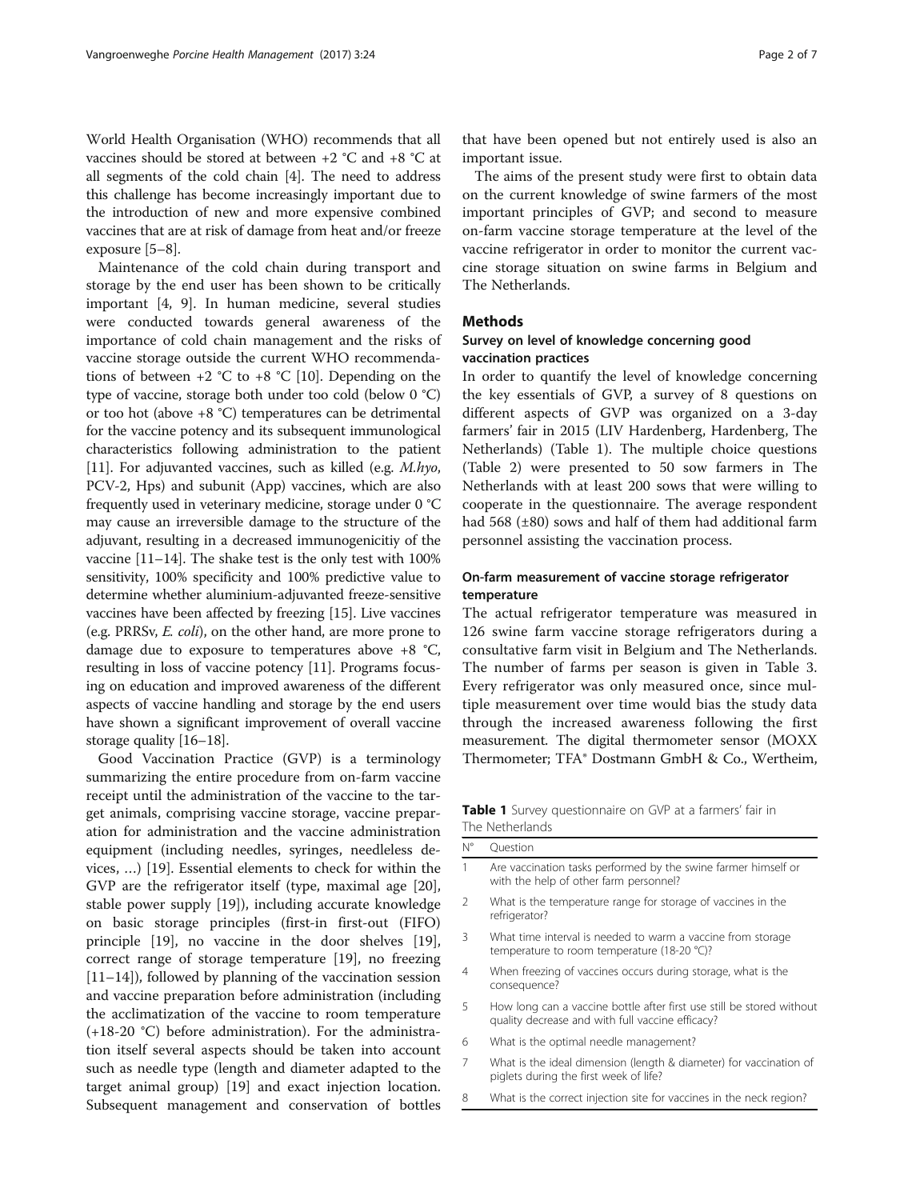World Health Organisation (WHO) recommends that all vaccines should be stored at between +2 °C and +8 °C at all segments of the cold chain [4]. The need to address this challenge has become increasingly important due to the introduction of new and more expensive combined vaccines that are at risk of damage from heat and/or freeze exposure [5–8].

Maintenance of the cold chain during transport and storage by the end user has been shown to be critically important [4, 9]. In human medicine, several studies were conducted towards general awareness of the importance of cold chain management and the risks of vaccine storage outside the current WHO recommendations of between +2 °C to +8 °C [10]. Depending on the type of vaccine, storage both under too cold (below 0 °C) or too hot (above +8 °C) temperatures can be detrimental for the vaccine potency and its subsequent immunological characteristics following administration to the patient [11]. For adjuvanted vaccines, such as killed (e.g. *M.hyo*, PCV-2, Hps) and subunit (App) vaccines, which are also frequently used in veterinary medicine, storage under 0 °C may cause an irreversible damage to the structure of the adjuvant, resulting in a decreased immunogenicitiy of the vaccine [11–14]. The shake test is the only test with 100% sensitivity, 100% specificity and 100% predictive value to determine whether aluminium-adjuvanted freeze-sensitive vaccines have been affected by freezing [15]. Live vaccines (e.g. PRRSv, *E. coli*), on the other hand, are more prone to damage due to exposure to temperatures above +8 °C, resulting in loss of vaccine potency [11]. Programs focusing on education and improved awareness of the different aspects of vaccine handling and storage by the end users have shown a significant improvement of overall vaccine storage quality [16–18].

Good Vaccination Practice (GVP) is a terminology summarizing the entire procedure from on-farm vaccine receipt until the administration of the vaccine to the target animals, comprising vaccine storage, vaccine preparation for administration and the vaccine administration equipment (including needles, syringes, needleless devices, …) [19]. Essential elements to check for within the GVP are the refrigerator itself (type, maximal age [20], stable power supply [19]), including accurate knowledge on basic storage principles (first-in first-out (FIFO) principle [19], no vaccine in the door shelves [19], correct range of storage temperature [19], no freezing [11–14]), followed by planning of the vaccination session and vaccine preparation before administration (including the acclimatization of the vaccine to room temperature (+18-20 °C) before administration). For the administration itself several aspects should be taken into account such as needle type (length and diameter adapted to the target animal group) [19] and exact injection location. Subsequent management and conservation of bottles that have been opened but not entirely used is also an important issue.

The aims of the present study were first to obtain data on the current knowledge of swine farmers of the most important principles of GVP; and second to measure on-farm vaccine storage temperature at the level of the vaccine refrigerator in order to monitor the current vaccine storage situation on swine farms in Belgium and The Netherlands.

## Methods

### Survey on level of knowledge concerning good vaccination practices

In order to quantify the level of knowledge concerning the key essentials of GVP, a survey of 8 questions on different aspects of GVP was organized on a 3-day farmers' fair in 2015 (LIV Hardenberg, Hardenberg, The Netherlands) (Table 1). The multiple choice questions (Table 2) were presented to 50 sow farmers in The Netherlands with at least 200 sows that were willing to cooperate in the questionnaire. The average respondent had 568 (±80) sows and half of them had additional farm personnel assisting the vaccination process.

### On-farm measurement of vaccine storage refrigerator temperature

The actual refrigerator temperature was measured in 126 swine farm vaccine storage refrigerators during a consultative farm visit in Belgium and The Netherlands. The number of farms per season is given in Table 3. Every refrigerator was only measured once, since multiple measurement over time would bias the study data through the increased awareness following the first measurement. The digital thermometer sensor (MOXX Thermometer; TFA® Dostmann GmbH & Co., Wertheim,

**Table 1** Survey questionnaire on GVP at a farmers' fair in The Netherlands

| N° | Question |
|---|---|
| 1 | Are vaccination tasks performed by the swine farmer himself or with the help of other farm personnel? |
| 2 | What is the temperature range for storage of vaccines in the refrigerator? |
| 3 | What time interval is needed to warm a vaccine from storage temperature to room temperature (18-20 °C)? |
| 4 | When freezing of vaccines occurs during storage, what is the consequence? |
| 5 | How long can a vaccine bottle after first use still be stored without quality decrease and with full vaccine efficacy? |
| 6 | What is the optimal needle management? |
| 7 | What is the ideal dimension (length & diameter) for vaccination of piglets during the first week of life? |
| 8 | What is the correct injection site for vaccines in the neck region? |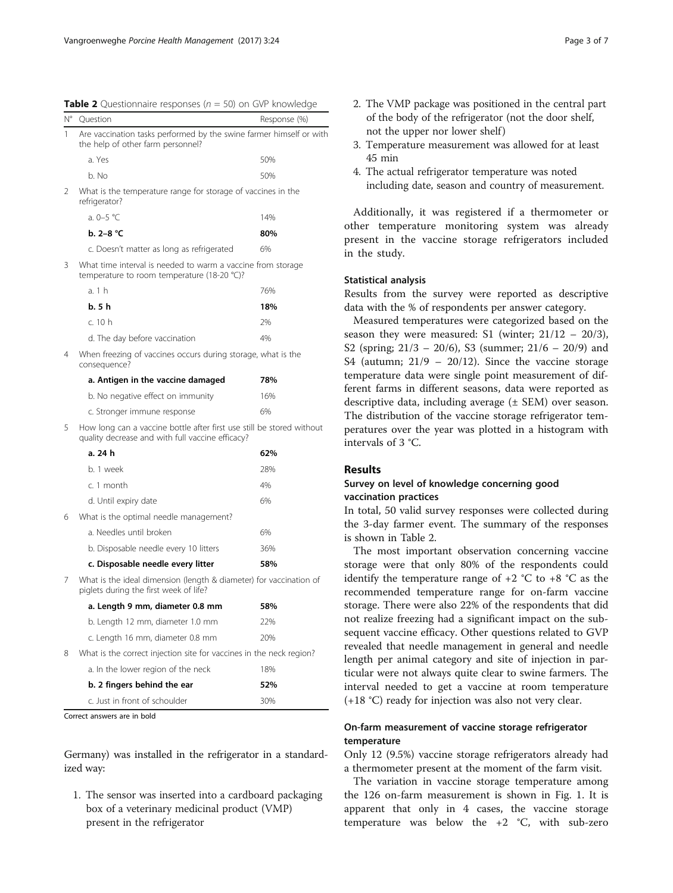**Table 2** Questionnaire responses ($n$ = 50) on GVP knowledge

| N° | Question | Response (%) |
|---|---|---|
| 1 | Are vaccination tasks performed by the swine farmer himself or with the help of other farm personnel? | |
| | a. Yes | 50% |
| | b. No | 50% |
| 2 | What is the temperature range for storage of vaccines in the refrigerator? | |
| | a. 0–5 °C | 14% |
| | **b. 2–8 °C** | **80%** |
| | c. Doesn't matter as long as refrigerated | 6% |
| 3 | What time interval is needed to warm a vaccine from storage temperature to room temperature (18-20 °C)? | |
| | a. 1 h | 76% |
| | **b. 5 h** | **18%** |
| | c. 10 h | 2% |
| | d. The day before vaccination | 4% |
| 4 | When freezing of vaccines occurs during storage, what is the consequence? | |
| | **a. Antigen in the vaccine damaged** | **78%** |
| | b. No negative effect on immunity | 16% |
| | c. Stronger immune response | 6% |
| 5 | How long can a vaccine bottle after first use still be stored without quality decrease and with full vaccine efficacy? | |
| | **a. 24 h** | **62%** |
| | b. 1 week | 28% |
| | c. 1 month | 4% |
| | d. Until expiry date | 6% |
| 6 | What is the optimal needle management? | |
| | a. Needles until broken | 6% |
| | b. Disposable needle every 10 litters | 36% |
| | **c. Disposable needle every litter** | **58%** |
| 7 | What is the ideal dimension (length & diameter) for vaccination of piglets during the first week of life? | |
| | **a. Length 9 mm, diameter 0.8 mm** | **58%** |
| | b. Length 12 mm, diameter 1.0 mm | 22% |
| | c. Length 16 mm, diameter 0.8 mm | 20% |
| 8 | What is the correct injection site for vaccines in the neck region? | |
| | a. In the lower region of the neck | 18% |
| | **b. 2 fingers behind the ear** | **52%** |
| | c. Just in front of schoulder | 30% |

Correct answers are in bold

Germany) was installed in the refrigerator in a standardized way:

1. The sensor was inserted into a cardboard packaging box of a veterinary medicinal product (VMP) present in the refrigerator
2. The VMP package was positioned in the central part of the body of the refrigerator (not the door shelf, not the upper nor lower shelf)
3. Temperature measurement was allowed for at least 45 min
4. The actual refrigerator temperature was noted including date, season and country of measurement.

Additionally, it was registered if a thermometer or other temperature monitoring system was already present in the vaccine storage refrigerators included in the study.

### Statistical analysis

Results from the survey were reported as descriptive data with the % of respondents per answer category.

Measured temperatures were categorized based on the season they were measured: S1 (winter; 21/12 – 20/3), S2 (spring; 21/3 – 20/6), S3 (summer; 21/6 – 20/9) and S4 (autumn; 21/9 – 20/12). Since the vaccine storage temperature data were single point measurement of different farms in different seasons, data were reported as descriptive data, including average (± SEM) over season. The distribution of the vaccine storage refrigerator temperatures over the year was plotted in a histogram with intervals of 3 °C.

## Results

### Survey on level of knowledge concerning good vaccination practices

In total, 50 valid survey responses were collected during the 3-day farmer event. The summary of the responses is shown in Table 2.

The most important observation concerning vaccine storage were that only 80% of the respondents could identify the temperature range of +2 °C to +8 °C as the recommended temperature range for on-farm vaccine storage. There were also 22% of the respondents that did not realize freezing had a significant impact on the subsequent vaccine efficacy. Other questions related to GVP revealed that needle management in general and needle length per animal category and site of injection in particular were not always quite clear to swine farmers. The interval needed to get a vaccine at room temperature (+18 °C) ready for injection was also not very clear.

### On-farm measurement of vaccine storage refrigerator temperature

Only 12 (9.5%) vaccine storage refrigerators already had a thermometer present at the moment of the farm visit.

The variation in vaccine storage temperature among the 126 on-farm measurement is shown in Fig. 1. It is apparent that only in 4 cases, the vaccine storage temperature was below the +2 °C, with sub-zero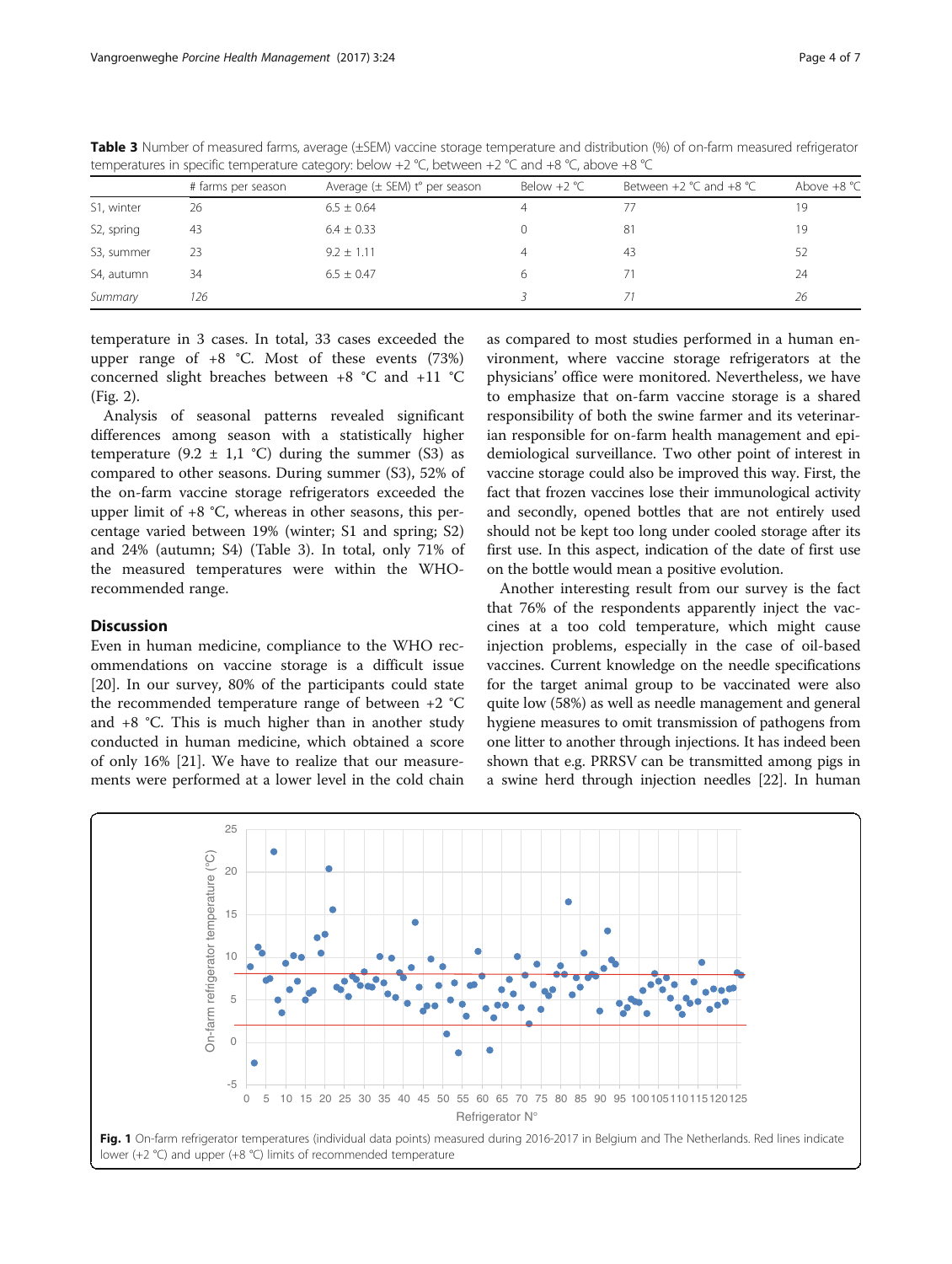**Table 3** Number of measured farms, average (±SEM) vaccine storage temperature and distribution (%) of on-farm measured refrigerator temperatures in specific temperature category: below +2 °C, between +2 °C and +8 °C, above +8 °C

| | # farms per season | Average (± SEM) t° per season | Below +2 °C | Between +2 °C and +8 °C | Above +8 °C |
|---|---|---|---|---|---|
| S1, winter | 26 | 6.5 ± 0.64 | 4 | 77 | 19 |
| S2, spring | 43 | 6.4 ± 0.33 | 0 | 81 | 19 |
| S3, summer | 23 | 9.2 ± 1.11 | 4 | 43 | 52 |
| S4, autumn | 34 | 6.5 ± 0.47 | 6 | 71 | 24 |
| *Summary* | *126* | | *3* | *71* | *26* |

temperature in 3 cases. In total, 33 cases exceeded the upper range of +8 °C. Most of these events (73%) concerned slight breaches between +8 °C and +11 °C (Fig. 2).

Analysis of seasonal patterns revealed significant differences among season with a statistically higher temperature (9.2 ± 1,1 °C) during the summer (S3) as compared to other seasons. During summer (S3), 52% of the on-farm vaccine storage refrigerators exceeded the upper limit of +8 °C, whereas in other seasons, this percentage varied between 19% (winter; S1 and spring; S2) and 24% (autumn; S4) (Table 3). In total, only 71% of the measured temperatures were within the WHO-recommended range.

## Discussion

Even in human medicine, compliance to the WHO recommendations on vaccine storage is a difficult issue [20]. In our survey, 80% of the participants could state the recommended temperature range of between +2 °C and +8 °C. This is much higher than in another study conducted in human medicine, which obtained a score of only 16% [21]. We have to realize that our measurements were performed at a lower level in the cold chain as compared to most studies performed in a human environment, where vaccine storage refrigerators at the physicians' office were monitored. Nevertheless, we have to emphasize that on-farm vaccine storage is a shared responsibility of both the swine farmer and its veterinarian responsible for on-farm health management and epidemiological surveillance. Two other point of interest in vaccine storage could also be improved this way. First, the fact that frozen vaccines lose their immunological activity and secondly, opened bottles that are not entirely used should not be kept too long under cooled storage after its first use. In this aspect, indication of the date of first use on the bottle would mean a positive evolution.

Another interesting result from our survey is the fact that 76% of the respondents apparently inject the vaccines at a too cold temperature, which might cause injection problems, especially in the case of oil-based vaccines. Current knowledge on the needle specifications for the target animal group to be vaccinated were also quite low (58%) as well as needle management and general hygiene measures to omit transmission of pathogens from one litter to another through injections. It has indeed been shown that e.g. PRRSV can be transmitted among pigs in a swine herd through injection needles [22]. In human

**Fig. 1** On-farm refrigerator temperatures (individual data points) measured during 2016-2017 in Belgium and The Netherlands. Red lines indicate lower (+2 °C) and upper (+8 °C) limits of recommended temperature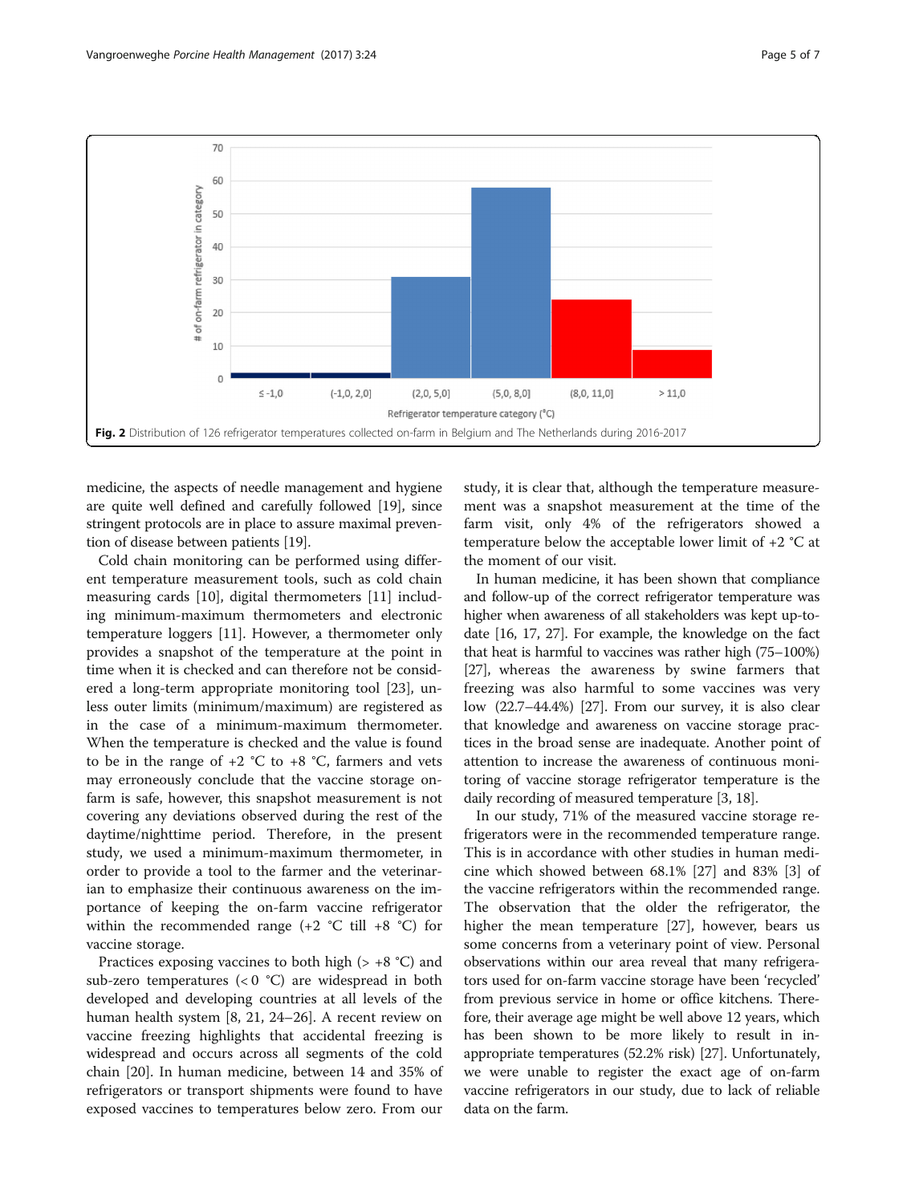Fig. 2 Distribution of 126 refrigerator temperatures collected on-farm in Belgium and The Netherlands during 2016-2017

medicine, the aspects of needle management and hygiene are quite well defined and carefully followed [19], since stringent protocols are in place to assure maximal prevention of disease between patients [19].

Cold chain monitoring can be performed using different temperature measurement tools, such as cold chain measuring cards [10], digital thermometers [11] including minimum-maximum thermometers and electronic temperature loggers [11]. However, a thermometer only provides a snapshot of the temperature at the point in time when it is checked and can therefore not be considered a long-term appropriate monitoring tool [23], unless outer limits (minimum/maximum) are registered as in the case of a minimum-maximum thermometer. When the temperature is checked and the value is found to be in the range of +2 °C to +8 °C, farmers and vets may erroneously conclude that the vaccine storage on-farm is safe, however, this snapshot measurement is not covering any deviations observed during the rest of the daytime/nighttime period. Therefore, in the present study, we used a minimum-maximum thermometer, in order to provide a tool to the farmer and the veterinarian to emphasize their continuous awareness on the importance of keeping the on-farm vaccine refrigerator within the recommended range (+2 °C till +8 °C) for vaccine storage.

Practices exposing vaccines to both high (> +8 °C) and sub-zero temperatures (< 0 °C) are widespread in both developed and developing countries at all levels of the human health system [8, 21, 24–26]. A recent review on vaccine freezing highlights that accidental freezing is widespread and occurs across all segments of the cold chain [20]. In human medicine, between 14 and 35% of refrigerators or transport shipments were found to have exposed vaccines to temperatures below zero. From our study, it is clear that, although the temperature measurement was a snapshot measurement at the time of the farm visit, only 4% of the refrigerators showed a temperature below the acceptable lower limit of +2 °C at the moment of our visit.

In human medicine, it has been shown that compliance and follow-up of the correct refrigerator temperature was higher when awareness of all stakeholders was kept up-to-date [16, 17, 27]. For example, the knowledge on the fact that heat is harmful to vaccines was rather high (75–100%) [27], whereas the awareness by swine farmers that freezing was also harmful to some vaccines was very low (22.7–44.4%) [27]. From our survey, it is also clear that knowledge and awareness on vaccine storage practices in the broad sense are inadequate. Another point of attention to increase the awareness of continuous monitoring of vaccine storage refrigerator temperature is the daily recording of measured temperature [3, 18].

In our study, 71% of the measured vaccine storage refrigerators were in the recommended temperature range. This is in accordance with other studies in human medicine which showed between 68.1% [27] and 83% [3] of the vaccine refrigerators within the recommended range. The observation that the older the refrigerator, the higher the mean temperature [27], however, bears us some concerns from a veterinary point of view. Personal observations within our area reveal that many refrigerators used for on-farm vaccine storage have been 'recycled' from previous service in home or office kitchens. Therefore, their average age might be well above 12 years, which has been shown to be more likely to result in inappropriate temperatures (52.2% risk) [27]. Unfortunately, we were unable to register the exact age of on-farm vaccine refrigerators in our study, due to lack of reliable data on the farm.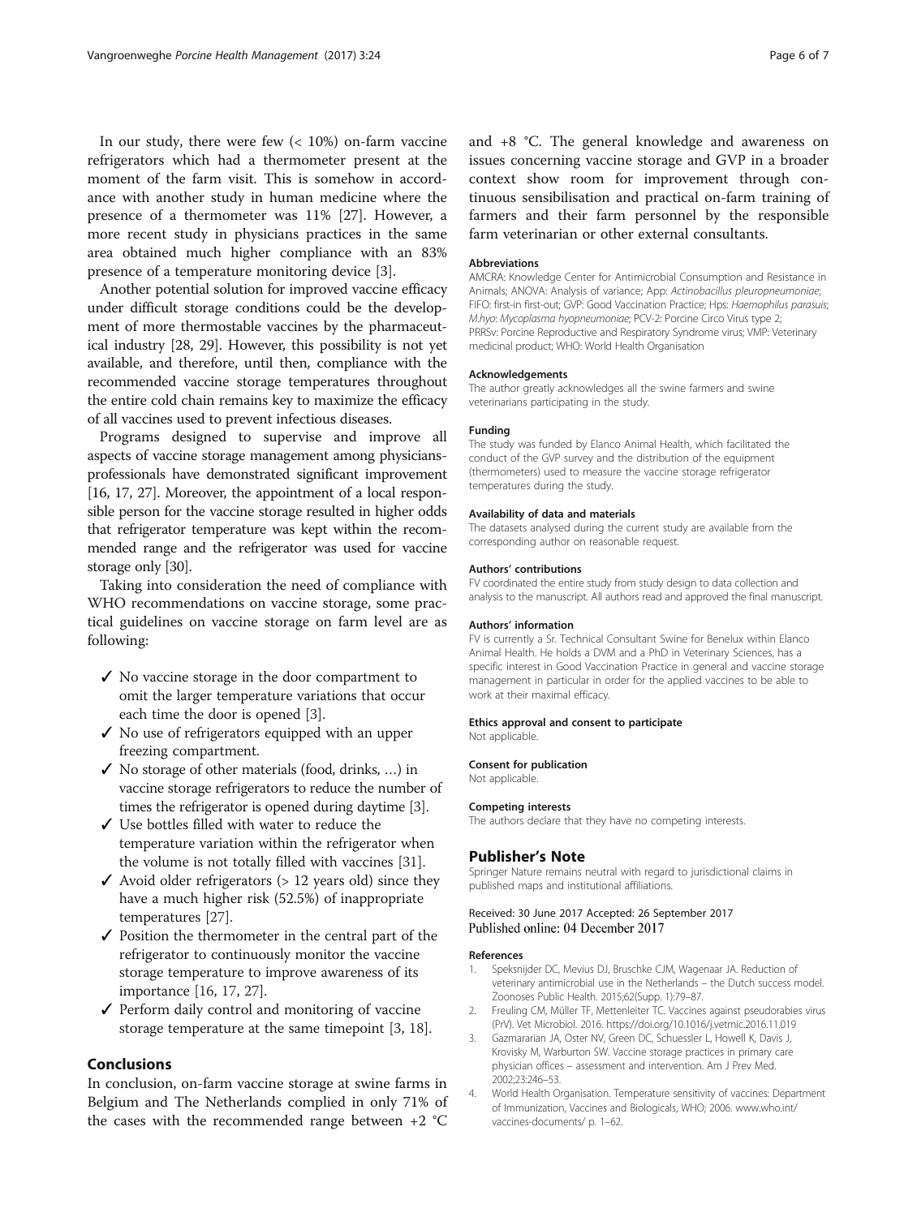In our study, there were few (< 10%) on-farm vaccine refrigerators which had a thermometer present at the moment of the farm visit. This is somehow in accordance with another study in human medicine where the presence of a thermometer was 11% [27]. However, a more recent study in physicians practices in the same area obtained much higher compliance with an 83% presence of a temperature monitoring device [3].

Another potential solution for improved vaccine efficacy under difficult storage conditions could be the development of more thermostable vaccines by the pharmaceutical industry [28, 29]. However, this possibility is not yet available, and therefore, until then, compliance with the recommended vaccine storage temperatures throughout the entire cold chain remains key to maximize the efficacy of all vaccines used to prevent infectious diseases.

Programs designed to supervise and improve all aspects of vaccine storage management among physicians-professionals have demonstrated significant improvement [16, 17, 27]. Moreover, the appointment of a local responsible person for the vaccine storage resulted in higher odds that refrigerator temperature was kept within the recommended range and the refrigerator was used for vaccine storage only [30].

Taking into consideration the need of compliance with WHO recommendations on vaccine storage, some practical guidelines on vaccine storage on farm level are as following:

- ✓ No vaccine storage in the door compartment to omit the larger temperature variations that occur each time the door is opened [3].
- ✓ No use of refrigerators equipped with an upper freezing compartment.
- ✓ No storage of other materials (food, drinks, …) in vaccine storage refrigerators to reduce the number of times the refrigerator is opened during daytime [3].
- ✓ Use bottles filled with water to reduce the temperature variation within the refrigerator when the volume is not totally filled with vaccines [31].
- ✓ Avoid older refrigerators (> 12 years old) since they have a much higher risk (52.5%) of inappropriate temperatures [27].
- ✓ Position the thermometer in the central part of the refrigerator to continuously monitor the vaccine storage temperature to improve awareness of its importance [16, 17, 27].
- ✓ Perform daily control and monitoring of vaccine storage temperature at the same timepoint [3, 18].

## Conclusions

In conclusion, on-farm vaccine storage at swine farms in Belgium and The Netherlands complied in only 71% of the cases with the recommended range between +2 °C and +8 °C. The general knowledge and awareness on issues concerning vaccine storage and GVP in a broader context show room for improvement through continuous sensibilisation and practical on-farm training of farmers and their farm personnel by the responsible farm veterinarian or other external consultants.

### Abbreviations

AMCRA: Knowledge Center for Antimicrobial Consumption and Resistance in Animals; ANOVA: Analysis of variance; App: *Actinobacillus pleuropneumoniae*; FIFO: first-in first-out; GVP: Good Vaccination Practice; Hps: *Haemophilus parasuis*; *M.hyo*: *Mycoplasma hyopneumoniae*; PCV-2: Porcine Circo Virus type 2; PRRSv: Porcine Reproductive and Respiratory Syndrome virus; VMP: Veterinary medicinal product; WHO: World Health Organisation

### Acknowledgements

The author greatly acknowledges all the swine farmers and swine veterinarians participating in the study.

### Funding

The study was funded by Elanco Animal Health, which facilitated the conduct of the GVP survey and the distribution of the equipment (thermometers) used to measure the vaccine storage refrigerator temperatures during the study.

### Availability of data and materials

The datasets analysed during the current study are available from the corresponding author on reasonable request.

### Authors' contributions

FV coordinated the entire study from study design to data collection and analysis to the manuscript. All authors read and approved the final manuscript.

### Authors' information

FV is currently a Sr. Technical Consultant Swine for Benelux within Elanco Animal Health. He holds a DVM and a PhD in Veterinary Sciences, has a specific interest in Good Vaccination Practice in general and vaccine storage management in particular in order for the applied vaccines to be able to work at their maximal efficacy.

### Ethics approval and consent to participate

Not applicable.

### Consent for publication

Not applicable.

### Competing interests

The authors declare that they have no competing interests.

## Publisher's Note

Springer Nature remains neutral with regard to jurisdictional claims in published maps and institutional affiliations.

Received: 30 June 2017 Accepted: 26 September 2017
Published online: 04 December 2017

### References

1. Speksnijder DC, Mevius DJ, Bruschke CJM, Wagenaar JA. Reduction of veterinary antimicrobial use in the Netherlands – the Dutch success model. Zoonoses Public Health. 2015;62(Supp. 1):79–87.
2. Freuling CM, Müller TF, Mettenleiter TC. Vaccines against pseudorabies virus (PrV). Vet Microbiol. 2016. https://doi.org/10.1016/j.vetmic.2016.11.019
3. Gazmararian JA, Oster NV, Green DC, Schuessler L, Howell K, Davis J, Krovisky M, Warburton SW. Vaccine storage practices in primary care physician offices – assessment and intervention. Am J Prev Med. 2002;23:246–53.
4. World Health Organisation. Temperature sensitivity of vaccines: Department of Immunization, Vaccines and Biologicals, WHO; 2006. www.who.int/vaccines-documents/ p. 1–62.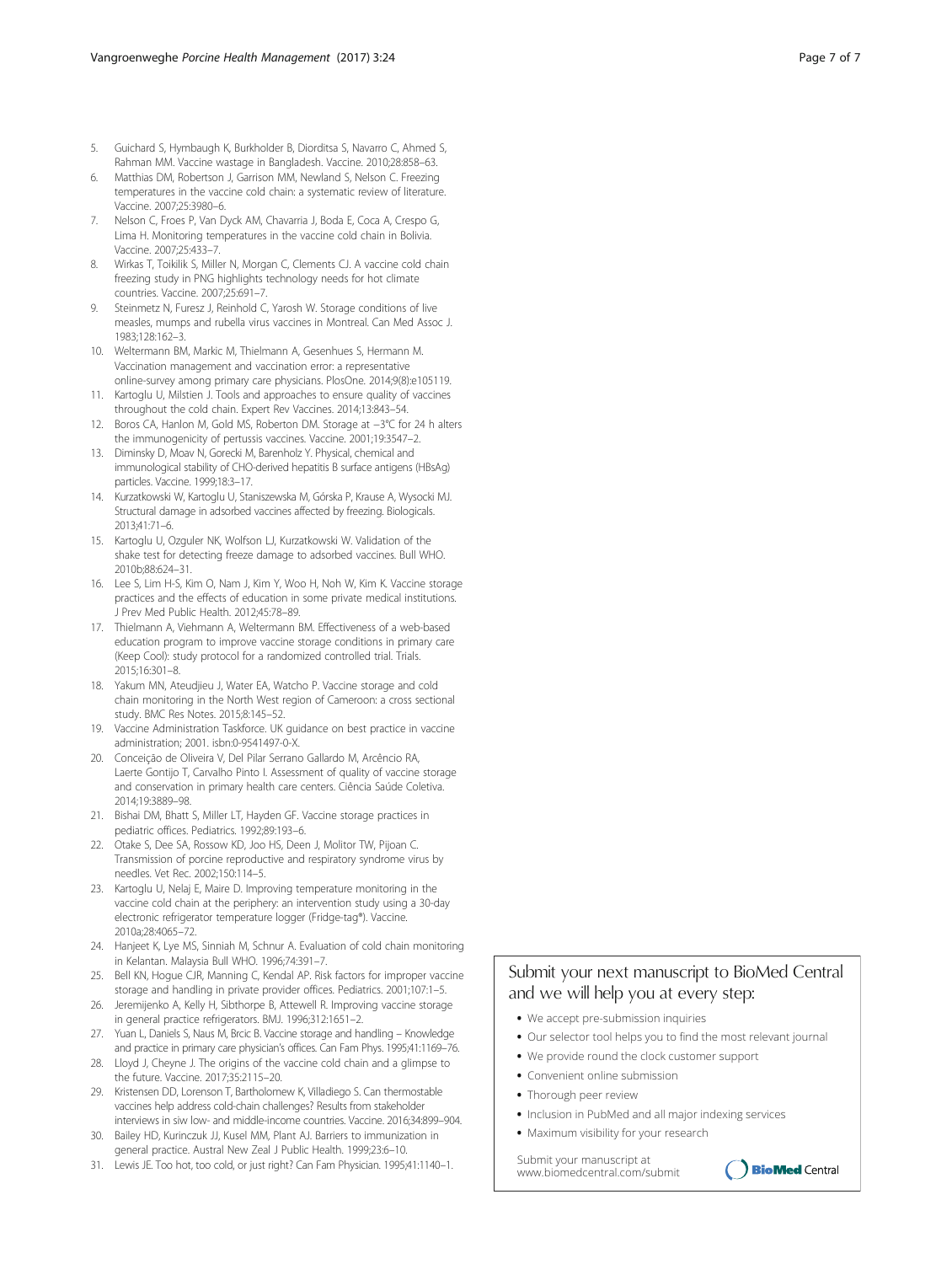5. Guichard S, Hymbaugh K, Burkholder B, Diorditsa S, Navarro C, Ahmed S, Rahman MM. Vaccine wastage in Bangladesh. Vaccine. 2010;28:858–63.
6. Matthias DM, Robertson J, Garrison MM, Newland S, Nelson C. Freezing temperatures in the vaccine cold chain: a systematic review of literature. Vaccine. 2007;25:3980–6.
7. Nelson C, Froes P, Van Dyck AM, Chavarria J, Boda E, Coca A, Crespo G, Lima H. Monitoring temperatures in the vaccine cold chain in Bolivia. Vaccine. 2007;25:433–7.
8. Wirkas T, Toikilik S, Miller N, Morgan C, Clements CJ. A vaccine cold chain freezing study in PNG highlights technology needs for hot climate countries. Vaccine. 2007;25:691–7.
9. Steinmetz N, Furesz J, Reinhold C, Yarosh W. Storage conditions of live measles, mumps and rubella virus vaccines in Montreal. Can Med Assoc J. 1983;128:162–3.
10. Weltermann BM, Markic M, Thielmann A, Gesenhues S, Hermann M. Vaccination management and vaccination error: a representative online-survey among primary care physicians. PlosOne. 2014;9(8):e105119.
11. Kartoglu U, Milstien J. Tools and approaches to ensure quality of vaccines throughout the cold chain. Expert Rev Vaccines. 2014;13:843–54.
12. Boros CA, Hanlon M, Gold MS, Roberton DM. Storage at −3°C for 24 h alters the immunogenicity of pertussis vaccines. Vaccine. 2001;19:3547–2.
13. Diminsky D, Moav N, Gorecki M, Barenholz Y. Physical, chemical and immunological stability of CHO-derived hepatitis B surface antigens (HBsAg) particles. Vaccine. 1999;18:3–17.
14. Kurzatkowski W, Kartoglu U, Staniszewska M, Górska P, Krause A, Wysocki MJ. Structural damage in adsorbed vaccines affected by freezing. Biologicals. 2013;41:71–6.
15. Kartoglu U, Ozguler NK, Wolfson LJ, Kurzatkowski W. Validation of the shake test for detecting freeze damage to adsorbed vaccines. Bull WHO. 2010b;88:624–31.
16. Lee S, Lim H-S, Kim O, Nam J, Kim Y, Woo H, Noh W, Kim K. Vaccine storage practices and the effects of education in some private medical institutions. J Prev Med Public Health. 2012;45:78–89.
17. Thielmann A, Viehmann A, Weltermann BM. Effectiveness of a web-based education program to improve vaccine storage conditions in primary care (Keep Cool): study protocol for a randomized controlled trial. Trials. 2015;16:301–8.
18. Yakum MN, Ateudjieu J, Water EA, Watcho P. Vaccine storage and cold chain monitoring in the North West region of Cameroon: a cross sectional study. BMC Res Notes. 2015;8:145–52.
19. Vaccine Administration Taskforce. UK guidance on best practice in vaccine administration; 2001. isbn:0-9541497-0-X.
20. Conceição de Oliveira V, Del Pilar Serrano Gallardo M, Arcêncio RA, Laerte Gontijo T, Carvalho Pinto I. Assessment of quality of vaccine storage and conservation in primary health care centers. Ciência Saúde Coletiva. 2014;19:3889–98.
21. Bishai DM, Bhatt S, Miller LT, Hayden GF. Vaccine storage practices in pediatric offices. Pediatrics. 1992;89:193–6.
22. Otake S, Dee SA, Rossow KD, Joo HS, Deen J, Molitor TW, Pijoan C. Transmission of porcine reproductive and respiratory syndrome virus by needles. Vet Rec. 2002;150:114–5.
23. Kartoglu U, Nelaj E, Maire D. Improving temperature monitoring in the vaccine cold chain at the periphery: an intervention study using a 30-day electronic refrigerator temperature logger (Fridge-tag®). Vaccine. 2010a;28:4065–72.
24. Hanjeet K, Lye MS, Sinniah M, Schnur A. Evaluation of cold chain monitoring in Kelantan. Malaysia Bull WHO. 1996;74:391–7.
25. Bell KN, Hogue CJR, Manning C, Kendal AP. Risk factors for improper vaccine storage and handling in private provider offices. Pediatrics. 2001;107:1–5.
26. Jeremijenko A, Kelly H, Sibthorpe B, Attewell R. Improving vaccine storage in general practice refrigerators. BMJ. 1996;312:1651–2.
27. Yuan L, Daniels S, Naus M, Brcic B. Vaccine storage and handling – Knowledge and practice in primary care physician's offices. Can Fam Phys. 1995;41:1169–76.
28. Lloyd J, Cheyne J. The origins of the vaccine cold chain and a glimpse to the future. Vaccine. 2017;35:2115–20.
29. Kristensen DD, Lorenson T, Bartholomew K, Villadiego S. Can thermostable vaccines help address cold-chain challenges? Results from stakeholder interviews in siw low- and middle-income countries. Vaccine. 2016;34:899–904.
30. Bailey HD, Kurinczuk JJ, Kusel MM, Plant AJ. Barriers to immunization in general practice. Austral New Zeal J Public Health. 1999;23:6–10.
31. Lewis JE. Too hot, too cold, or just right? Can Fam Physician. 1995;41:1140–1.

Submit your next manuscript to BioMed Central and we will help you at every step:

- We accept pre-submission inquiries
- Our selector tool helps you to find the most relevant journal
- We provide round the clock customer support
- Convenient online submission
- Thorough peer review
- Inclusion in PubMed and all major indexing services
- Maximum visibility for your research

Submit your manuscript at www.biomedcentral.com/submit

BioMed Central